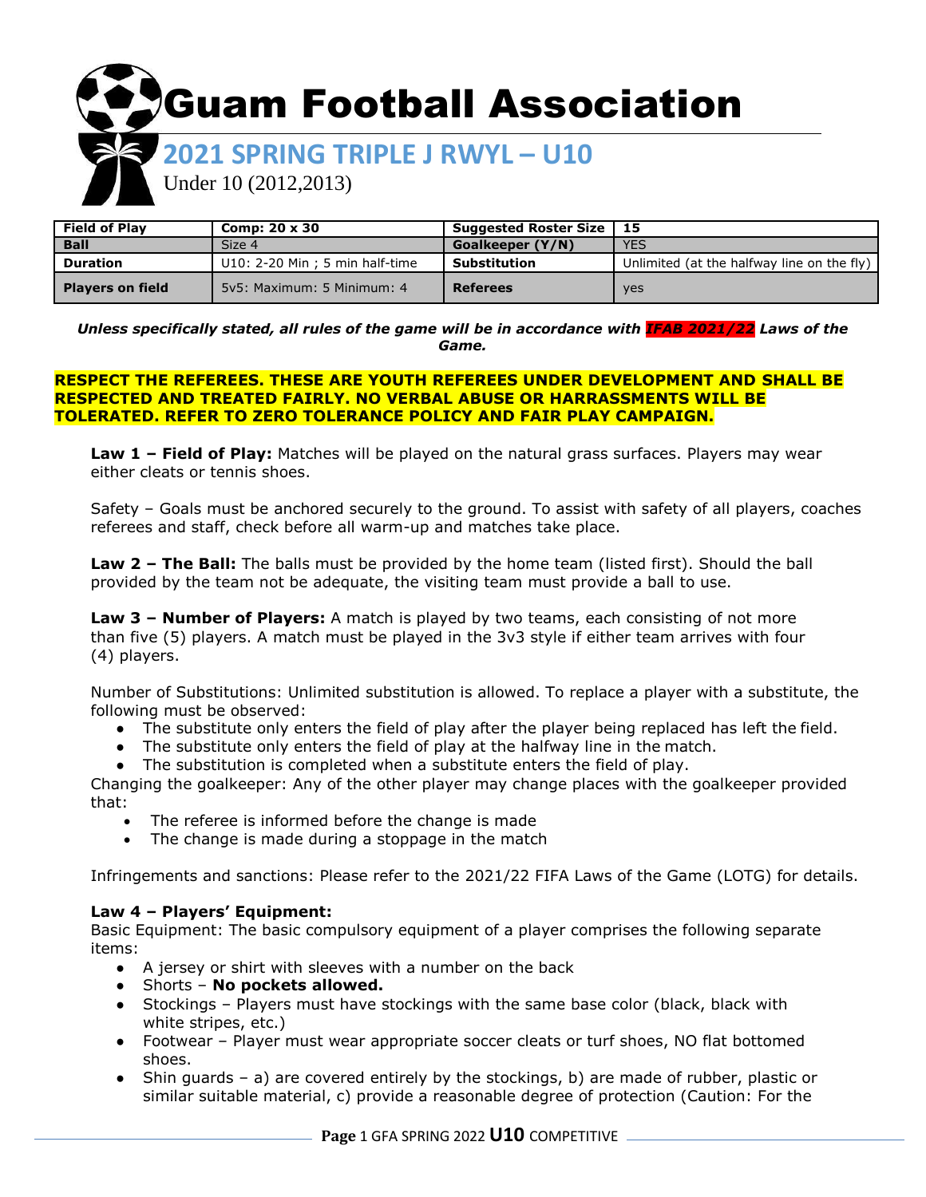# Guam Football Association

## 2021 SPRING TRIPLE J RWYL – U10

Under 10 (2012,2013)

| Field of Play | Comp: 20 x 30 | Suggested Roster Size | 15 |
|---|---|---|---|
| Ball | Size 4 | Goalkeeper (Y/N) | YES |
| Duration | U10: 2-20 Min ; 5 min half-time | Substitution | Unlimited (at the halfway line on the fly) |
| Players on field | 5v5: Maximum: 5 Minimum: 4 | Referees | yes |

***Unless specifically stated, all rules of the game will be in accordance with IFAB 2021/22 Laws of the Game.***

**RESPECT THE REFEREES. THESE ARE YOUTH REFEREES UNDER DEVELOPMENT AND SHALL BE RESPECTED AND TREATED FAIRLY. NO VERBAL ABUSE OR HARRASSMENTS WILL BE TOLERATED. REFER TO ZERO TOLERANCE POLICY AND FAIR PLAY CAMPAIGN.**

**Law 1 – Field of Play:** Matches will be played on the natural grass surfaces. Players may wear either cleats or tennis shoes.

Safety – Goals must be anchored securely to the ground. To assist with safety of all players, coaches referees and staff, check before all warm-up and matches take place.

**Law 2 – The Ball:** The balls must be provided by the home team (listed first). Should the ball provided by the team not be adequate, the visiting team must provide a ball to use.

**Law 3 – Number of Players:** A match is played by two teams, each consisting of not more than five (5) players. A match must be played in the 3v3 style if either team arrives with four (4) players.

Number of Substitutions: Unlimited substitution is allowed. To replace a player with a substitute, the following must be observed:

- The substitute only enters the field of play after the player being replaced has left the field.
- The substitute only enters the field of play at the halfway line in the match.
- The substitution is completed when a substitute enters the field of play.

Changing the goalkeeper: Any of the other player may change places with the goalkeeper provided that:

- The referee is informed before the change is made
- The change is made during a stoppage in the match

Infringements and sanctions: Please refer to the 2021/22 FIFA Laws of the Game (LOTG) for details.

**Law 4 – Players' Equipment:**

Basic Equipment: The basic compulsory equipment of a player comprises the following separate items:

- A jersey or shirt with sleeves with a number on the back
- Shorts – **No pockets allowed.**
- Stockings – Players must have stockings with the same base color (black, black with white stripes, etc.)
- Footwear – Player must wear appropriate soccer cleats or turf shoes, NO flat bottomed shoes.
- Shin guards – a) are covered entirely by the stockings, b) are made of rubber, plastic or similar suitable material, c) provide a reasonable degree of protection (Caution: For the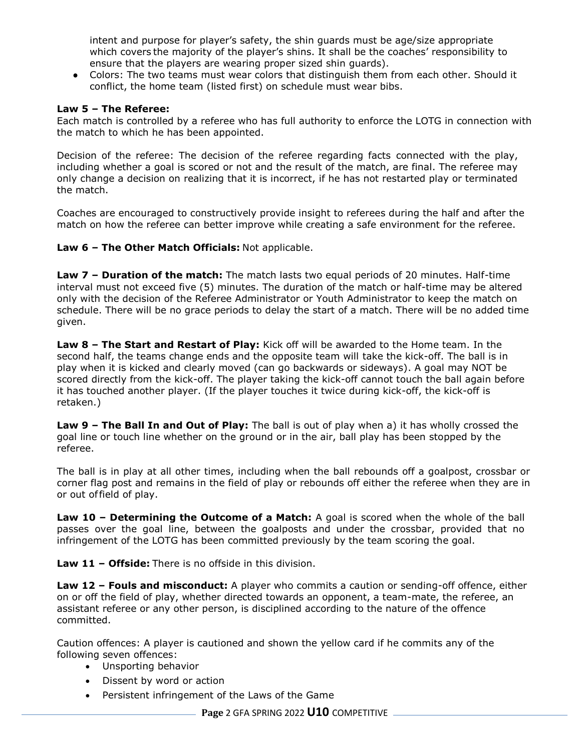intent and purpose for player's safety, the shin guards must be age/size appropriate which covers the majority of the player's shins. It shall be the coaches' responsibility to ensure that the players are wearing proper sized shin guards).

- Colors: The two teams must wear colors that distinguish them from each other. Should it conflict, the home team (listed first) on schedule must wear bibs.

**Law 5 – The Referee:**
Each match is controlled by a referee who has full authority to enforce the LOTG in connection with the match to which he has been appointed.

Decision of the referee: The decision of the referee regarding facts connected with the play, including whether a goal is scored or not and the result of the match, are final. The referee may only change a decision on realizing that it is incorrect, if he has not restarted play or terminated the match.

Coaches are encouraged to constructively provide insight to referees during the half and after the match on how the referee can better improve while creating a safe environment for the referee.

**Law 6 – The Other Match Officials:** Not applicable.

**Law 7 – Duration of the match:** The match lasts two equal periods of 20 minutes. Half-time interval must not exceed five (5) minutes. The duration of the match or half-time may be altered only with the decision of the Referee Administrator or Youth Administrator to keep the match on schedule. There will be no grace periods to delay the start of a match. There will be no added time given.

**Law 8 – The Start and Restart of Play:** Kick off will be awarded to the Home team. In the second half, the teams change ends and the opposite team will take the kick-off. The ball is in play when it is kicked and clearly moved (can go backwards or sideways). A goal may NOT be scored directly from the kick-off. The player taking the kick-off cannot touch the ball again before it has touched another player. (If the player touches it twice during kick-off, the kick-off is retaken.)

**Law 9 – The Ball In and Out of Play:** The ball is out of play when a) it has wholly crossed the goal line or touch line whether on the ground or in the air, ball play has been stopped by the referee.

The ball is in play at all other times, including when the ball rebounds off a goalpost, crossbar or corner flag post and remains in the field of play or rebounds off either the referee when they are in or out of field of play.

**Law 10 – Determining the Outcome of a Match:** A goal is scored when the whole of the ball passes over the goal line, between the goalposts and under the crossbar, provided that no infringement of the LOTG has been committed previously by the team scoring the goal.

**Law 11 – Offside:** There is no offside in this division.

**Law 12 – Fouls and misconduct:** A player who commits a caution or sending-off offence, either on or off the field of play, whether directed towards an opponent, a team-mate, the referee, an assistant referee or any other person, is disciplined according to the nature of the offence committed.

Caution offences: A player is cautioned and shown the yellow card if he commits any of the following seven offences:

- Unsporting behavior
- Dissent by word or action
- Persistent infringement of the Laws of the Game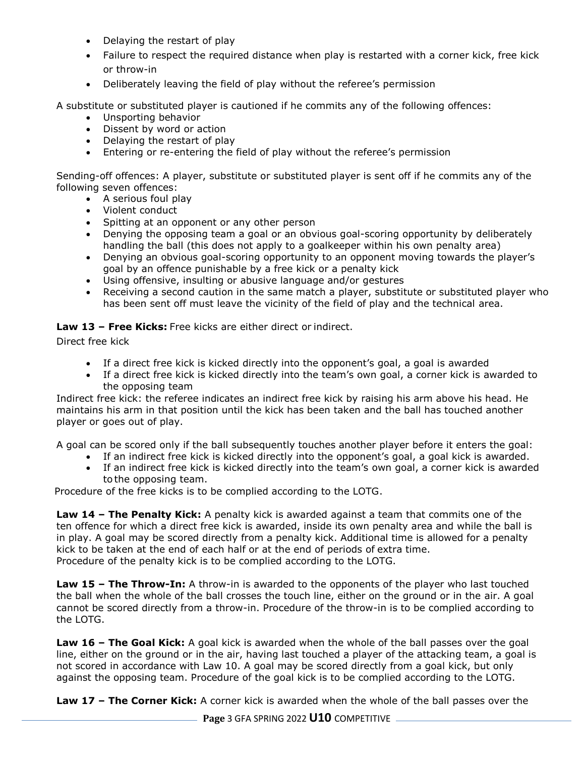- Delaying the restart of play
- Failure to respect the required distance when play is restarted with a corner kick, free kick or throw-in
- Deliberately leaving the field of play without the referee's permission

A substitute or substituted player is cautioned if he commits any of the following offences:

- Unsporting behavior
- Dissent by word or action
- Delaying the restart of play
- Entering or re-entering the field of play without the referee's permission

Sending-off offences: A player, substitute or substituted player is sent off if he commits any of the following seven offences:

- A serious foul play
- Violent conduct
- Spitting at an opponent or any other person
- Denying the opposing team a goal or an obvious goal-scoring opportunity by deliberately handling the ball (this does not apply to a goalkeeper within his own penalty area)
- Denying an obvious goal-scoring opportunity to an opponent moving towards the player's goal by an offence punishable by a free kick or a penalty kick
- Using offensive, insulting or abusive language and/or gestures
- Receiving a second caution in the same match a player, substitute or substituted player who has been sent off must leave the vicinity of the field of play and the technical area.

**Law 13 – Free Kicks:** Free kicks are either direct or indirect.

Direct free kick

- If a direct free kick is kicked directly into the opponent's goal, a goal is awarded
- If a direct free kick is kicked directly into the team's own goal, a corner kick is awarded to the opposing team

Indirect free kick: the referee indicates an indirect free kick by raising his arm above his head. He maintains his arm in that position until the kick has been taken and the ball has touched another player or goes out of play.

A goal can be scored only if the ball subsequently touches another player before it enters the goal:

- If an indirect free kick is kicked directly into the opponent's goal, a goal kick is awarded.
- If an indirect free kick is kicked directly into the team's own goal, a corner kick is awarded to the opposing team.

Procedure of the free kicks is to be complied according to the LOTG.

**Law 14 – The Penalty Kick:** A penalty kick is awarded against a team that commits one of the ten offence for which a direct free kick is awarded, inside its own penalty area and while the ball is in play. A goal may be scored directly from a penalty kick. Additional time is allowed for a penalty kick to be taken at the end of each half or at the end of periods of extra time.
Procedure of the penalty kick is to be complied according to the LOTG.

**Law 15 – The Throw-In:** A throw-in is awarded to the opponents of the player who last touched the ball when the whole of the ball crosses the touch line, either on the ground or in the air. A goal cannot be scored directly from a throw-in. Procedure of the throw-in is to be complied according to the LOTG.

**Law 16 – The Goal Kick:** A goal kick is awarded when the whole of the ball passes over the goal line, either on the ground or in the air, having last touched a player of the attacking team, a goal is not scored in accordance with Law 10. A goal may be scored directly from a goal kick, but only against the opposing team. Procedure of the goal kick is to be complied according to the LOTG.

**Law 17 – The Corner Kick:** A corner kick is awarded when the whole of the ball passes over the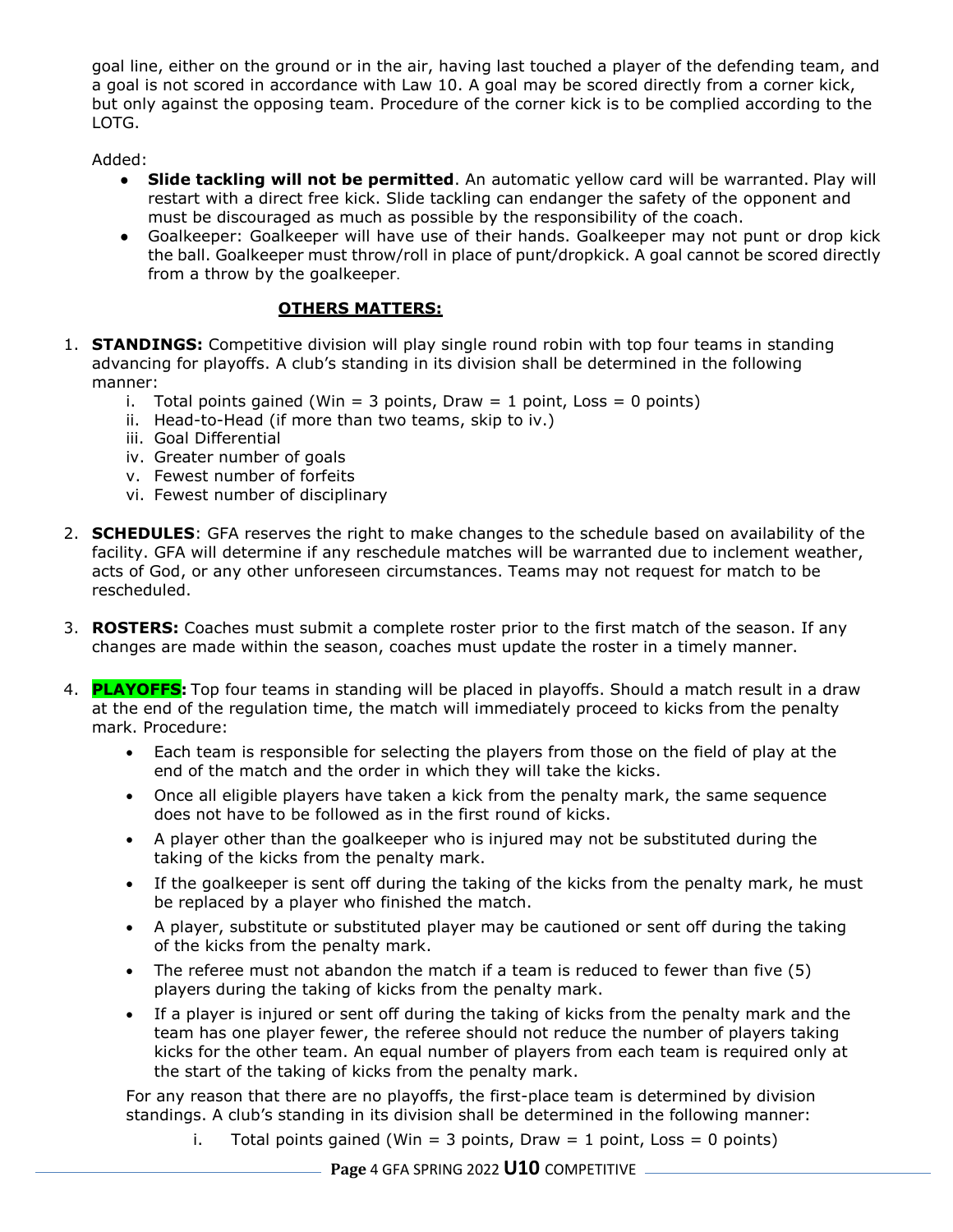goal line, either on the ground or in the air, having last touched a player of the defending team, and a goal is not scored in accordance with Law 10. A goal may be scored directly from a corner kick, but only against the opposing team. Procedure of the corner kick is to be complied according to the LOTG.

Added:

- **Slide tackling will not be permitted**. An automatic yellow card will be warranted. Play will restart with a direct free kick. Slide tackling can endanger the safety of the opponent and must be discouraged as much as possible by the responsibility of the coach.
- Goalkeeper: Goalkeeper will have use of their hands. Goalkeeper may not punt or drop kick the ball. Goalkeeper must throw/roll in place of punt/dropkick. A goal cannot be scored directly from a throw by the goalkeeper.

## OTHERS MATTERS:

1. **STANDINGS:** Competitive division will play single round robin with top four teams in standing advancing for playoffs. A club's standing in its division shall be determined in the following manner:
    - i. Total points gained (Win = 3 points, Draw = 1 point, Loss = 0 points)
    - ii. Head-to-Head (if more than two teams, skip to iv.)
    - iii. Goal Differential
    - iv. Greater number of goals
    - v. Fewest number of forfeits
    - vi. Fewest number of disciplinary

2. **SCHEDULES**: GFA reserves the right to make changes to the schedule based on availability of the facility. GFA will determine if any reschedule matches will be warranted due to inclement weather, acts of God, or any other unforeseen circumstances. Teams may not request for match to be rescheduled.

3. **ROSTERS:** Coaches must submit a complete roster prior to the first match of the season. If any changes are made within the season, coaches must update the roster in a timely manner.

4. **PLAYOFFS:** Top four teams in standing will be placed in playoffs. Should a match result in a draw at the end of the regulation time, the match will immediately proceed to kicks from the penalty mark. Procedure:
    - Each team is responsible for selecting the players from those on the field of play at the end of the match and the order in which they will take the kicks.
    - Once all eligible players have taken a kick from the penalty mark, the same sequence does not have to be followed as in the first round of kicks.
    - A player other than the goalkeeper who is injured may not be substituted during the taking of the kicks from the penalty mark.
    - If the goalkeeper is sent off during the taking of the kicks from the penalty mark, he must be replaced by a player who finished the match.
    - A player, substitute or substituted player may be cautioned or sent off during the taking of the kicks from the penalty mark.
    - The referee must not abandon the match if a team is reduced to fewer than five (5) players during the taking of kicks from the penalty mark.
    - If a player is injured or sent off during the taking of kicks from the penalty mark and the team has one player fewer, the referee should not reduce the number of players taking kicks for the other team. An equal number of players from each team is required only at the start of the taking of kicks from the penalty mark.

    For any reason that there are no playoffs, the first-place team is determined by division standings. A club's standing in its division shall be determined in the following manner:

    - i. Total points gained (Win = 3 points, Draw = 1 point, Loss = 0 points)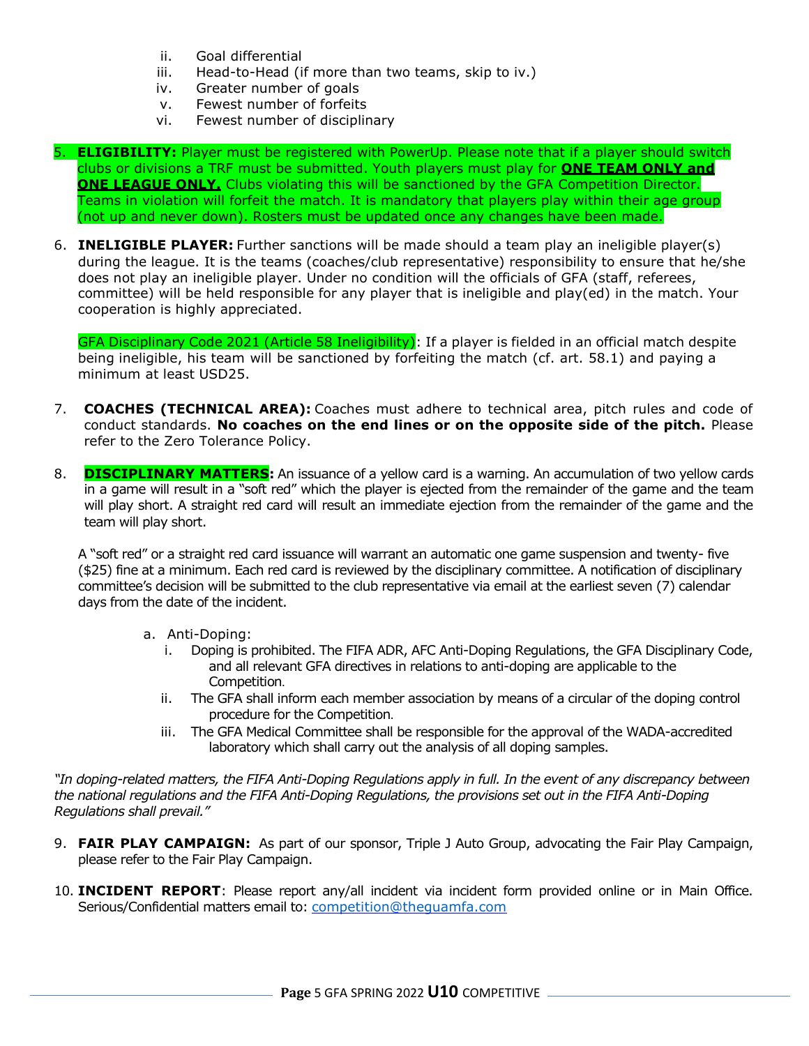ii. Goal differential
   iii. Head-to-Head (if more than two teams, skip to iv.)
   iv. Greater number of goals
   v. Fewest number of forfeits
   vi. Fewest number of disciplinary

5. **ELIGIBILITY:** Player must be registered with PowerUp. Please note that if a player should switch clubs or divisions a TRF must be submitted. Youth players must play for **ONE TEAM ONLY and ONE LEAGUE ONLY.** Clubs violating this will be sanctioned by the GFA Competition Director. Teams in violation will forfeit the match. It is mandatory that players play within their age group (not up and never down). Rosters must be updated once any changes have been made.

6. **INELIGIBLE PLAYER:** Further sanctions will be made should a team play an ineligible player(s) during the league. It is the teams (coaches/club representative) responsibility to ensure that he/she does not play an ineligible player. Under no condition will the officials of GFA (staff, referees, committee) will be held responsible for any player that is ineligible and play(ed) in the match. Your cooperation is highly appreciated.

   GFA Disciplinary Code 2021 (Article 58 Ineligibility): If a player is fielded in an official match despite being ineligible, his team will be sanctioned by forfeiting the match (cf. art. 58.1) and paying a minimum at least USD25.

7. **COACHES (TECHNICAL AREA):** Coaches must adhere to technical area, pitch rules and code of conduct standards. **No coaches on the end lines or on the opposite side of the pitch.** Please refer to the Zero Tolerance Policy.

8. **DISCIPLINARY MATTERS:** An issuance of a yellow card is a warning. An accumulation of two yellow cards in a game will result in a "soft red" which the player is ejected from the remainder of the game and the team will play short. A straight red card will result an immediate ejection from the remainder of the game and the team will play short.

   A "soft red" or a straight red card issuance will warrant an automatic one game suspension and twenty- five ($25) fine at a minimum. Each red card is reviewed by the disciplinary committee. A notification of disciplinary committee's decision will be submitted to the club representative via email at the earliest seven (7) calendar days from the date of the incident.

   a. Anti-Doping:
      i. Doping is prohibited. The FIFA ADR, AFC Anti-Doping Regulations, the GFA Disciplinary Code, and all relevant GFA directives in relations to anti-doping are applicable to the Competition.
      ii. The GFA shall inform each member association by means of a circular of the doping control procedure for the Competition.
      iii. The GFA Medical Committee shall be responsible for the approval of the WADA-accredited laboratory which shall carry out the analysis of all doping samples.

*"In doping-related matters, the FIFA Anti-Doping Regulations apply in full. In the event of any discrepancy between the national regulations and the FIFA Anti-Doping Regulations, the provisions set out in the FIFA Anti-Doping Regulations shall prevail."*

9. **FAIR PLAY CAMPAIGN:** As part of our sponsor, Triple J Auto Group, advocating the Fair Play Campaign, please refer to the Fair Play Campaign.

10. **INCIDENT REPORT**: Please report any/all incident via incident form provided online or in Main Office. Serious/Confidential matters email to: competition@theguamfa.com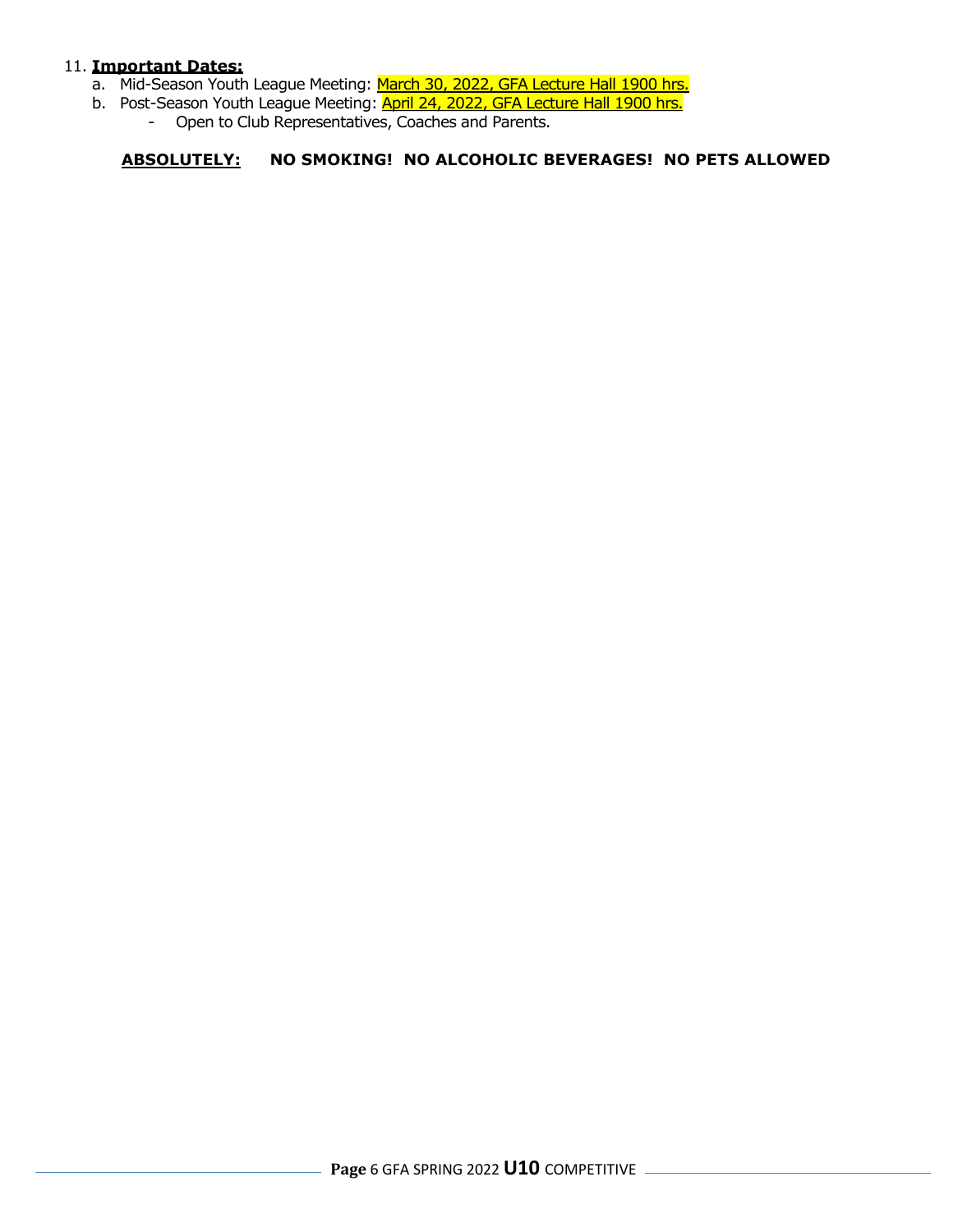11. **Important Dates:**
    a. Mid-Season Youth League Meeting: March 30, 2022, GFA Lecture Hall 1900 hrs.
    b. Post-Season Youth League Meeting: April 24, 2022, GFA Lecture Hall 1900 hrs.
        - Open to Club Representatives, Coaches and Parents.

**ABSOLUTELY: NO SMOKING! NO ALCOHOLIC BEVERAGES! NO PETS ALLOWED**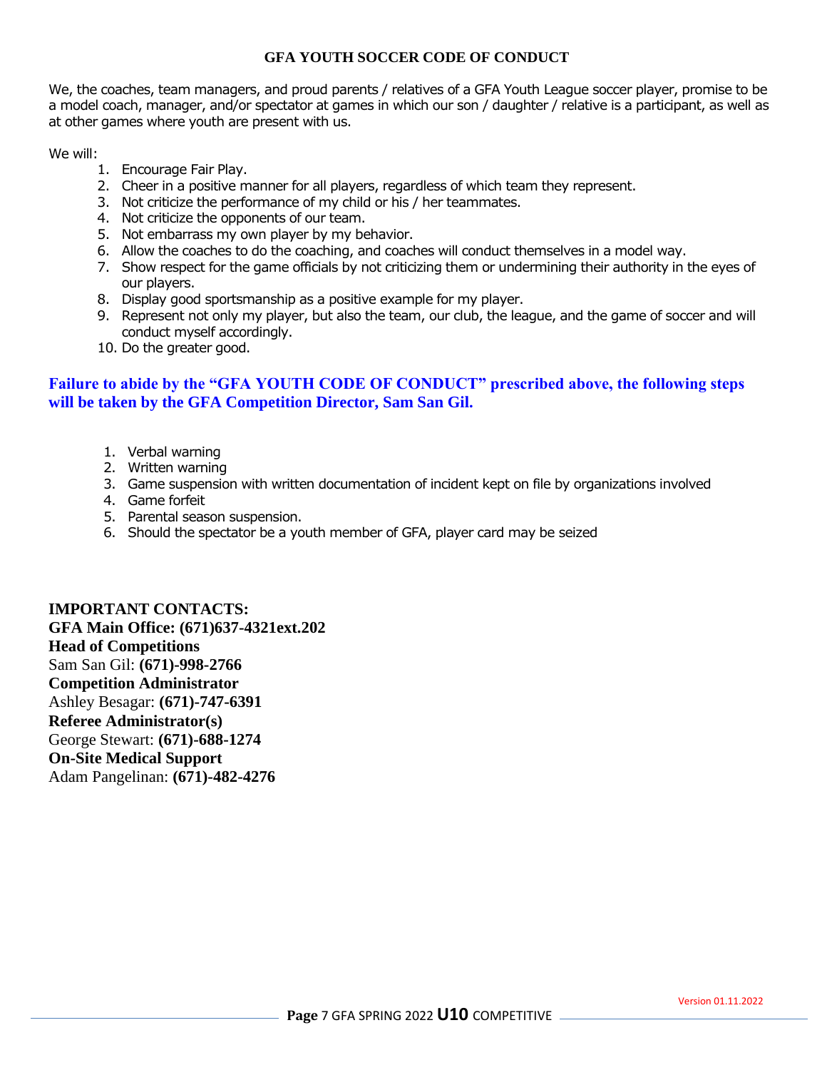## GFA YOUTH SOCCER CODE OF CONDUCT

We, the coaches, team managers, and proud parents / relatives of a GFA Youth League soccer player, promise to be a model coach, manager, and/or spectator at games in which our son / daughter / relative is a participant, as well as at other games where youth are present with us.

We will:

1. Encourage Fair Play.
2. Cheer in a positive manner for all players, regardless of which team they represent.
3. Not criticize the performance of my child or his / her teammates.
4. Not criticize the opponents of our team.
5. Not embarrass my own player by my behavior.
6. Allow the coaches to do the coaching, and coaches will conduct themselves in a model way.
7. Show respect for the game officials by not criticizing them or undermining their authority in the eyes of our players.
8. Display good sportsmanship as a positive example for my player.
9. Represent not only my player, but also the team, our club, the league, and the game of soccer and will conduct myself accordingly.
10. Do the greater good.

**Failure to abide by the "GFA YOUTH CODE OF CONDUCT" prescribed above, the following steps will be taken by the GFA Competition Director, Sam San Gil.**

1. Verbal warning
2. Written warning
3. Game suspension with written documentation of incident kept on file by organizations involved
4. Game forfeit
5. Parental season suspension.
6. Should the spectator be a youth member of GFA, player card may be seized

**IMPORTANT CONTACTS:**
**GFA Main Office: (671)637-4321ext.202**
**Head of Competitions**
Sam San Gil: **(671)-998-2766**
**Competition Administrator**
Ashley Besagar: **(671)-747-6391**
**Referee Administrator(s)**
George Stewart: **(671)-688-1274**
**On-Site Medical Support**
Adam Pangelinan: **(671)-482-4276**